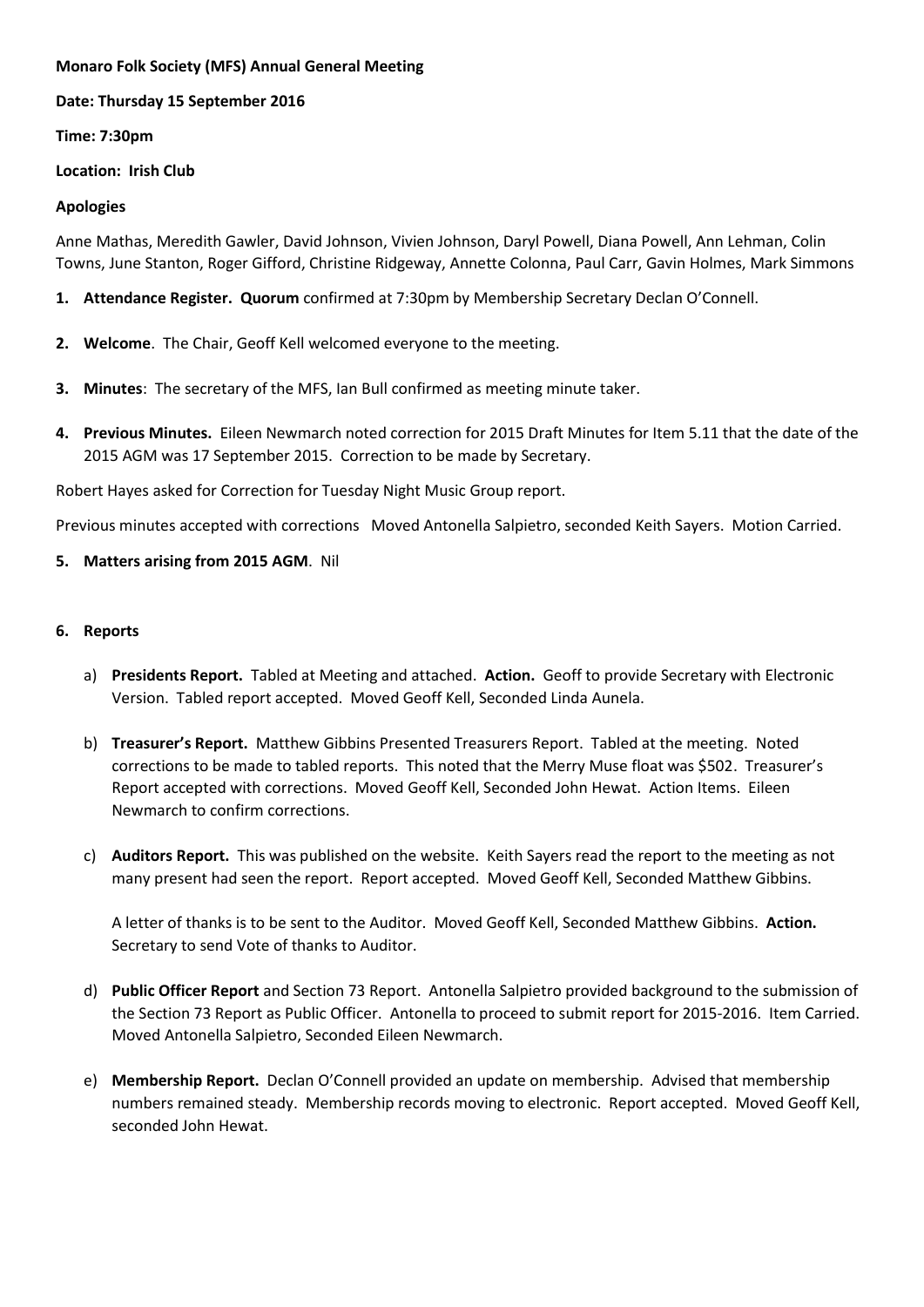**Monaro Folk Society (MFS) Annual General Meeting**

**Date: Thursday 15 September 2016**

**Time: 7:30pm**

**Location: Irish Club**

**Apologies**

Anne Mathas, Meredith Gawler, David Johnson, Vivien Johnson, Daryl Powell, Diana Powell, Ann Lehman, Colin Towns, June Stanton, Roger Gifford, Christine Ridgeway, Annette Colonna, Paul Carr, Gavin Holmes, Mark Simmons

1. **Attendance Register. Quorum** confirmed at 7:30pm by Membership Secretary Declan O'Connell.

2. **Welcome**. The Chair, Geoff Kell welcomed everyone to the meeting.

3. **Minutes**: The secretary of the MFS, Ian Bull confirmed as meeting minute taker.

4. **Previous Minutes.** Eileen Newmarch noted correction for 2015 Draft Minutes for Item 5.11 that the date of the 2015 AGM was 17 September 2015. Correction to be made by Secretary.

Robert Hayes asked for Correction for Tuesday Night Music Group report.

Previous minutes accepted with corrections Moved Antonella Salpietro, seconded Keith Sayers. Motion Carried.

5. **Matters arising from 2015 AGM**. Nil

6. **Reports**

   a) **Presidents Report.** Tabled at Meeting and attached. **Action.** Geoff to provide Secretary with Electronic Version. Tabled report accepted. Moved Geoff Kell, Seconded Linda Aunela.

   b) **Treasurer's Report.** Matthew Gibbins Presented Treasurers Report. Tabled at the meeting. Noted corrections to be made to tabled reports. This noted that the Merry Muse float was $502. Treasurer's Report accepted with corrections. Moved Geoff Kell, Seconded John Hewat. Action Items. Eileen Newmarch to confirm corrections.

   c) **Auditors Report.** This was published on the website. Keith Sayers read the report to the meeting as not many present had seen the report. Report accepted. Moved Geoff Kell, Seconded Matthew Gibbins.

      A letter of thanks is to be sent to the Auditor. Moved Geoff Kell, Seconded Matthew Gibbins. **Action.** Secretary to send Vote of thanks to Auditor.

   d) **Public Officer Report** and Section 73 Report. Antonella Salpietro provided background to the submission of the Section 73 Report as Public Officer. Antonella to proceed to submit report for 2015-2016. Item Carried. Moved Antonella Salpietro, Seconded Eileen Newmarch.

   e) **Membership Report.** Declan O'Connell provided an update on membership. Advised that membership numbers remained steady. Membership records moving to electronic. Report accepted. Moved Geoff Kell, seconded John Hewat.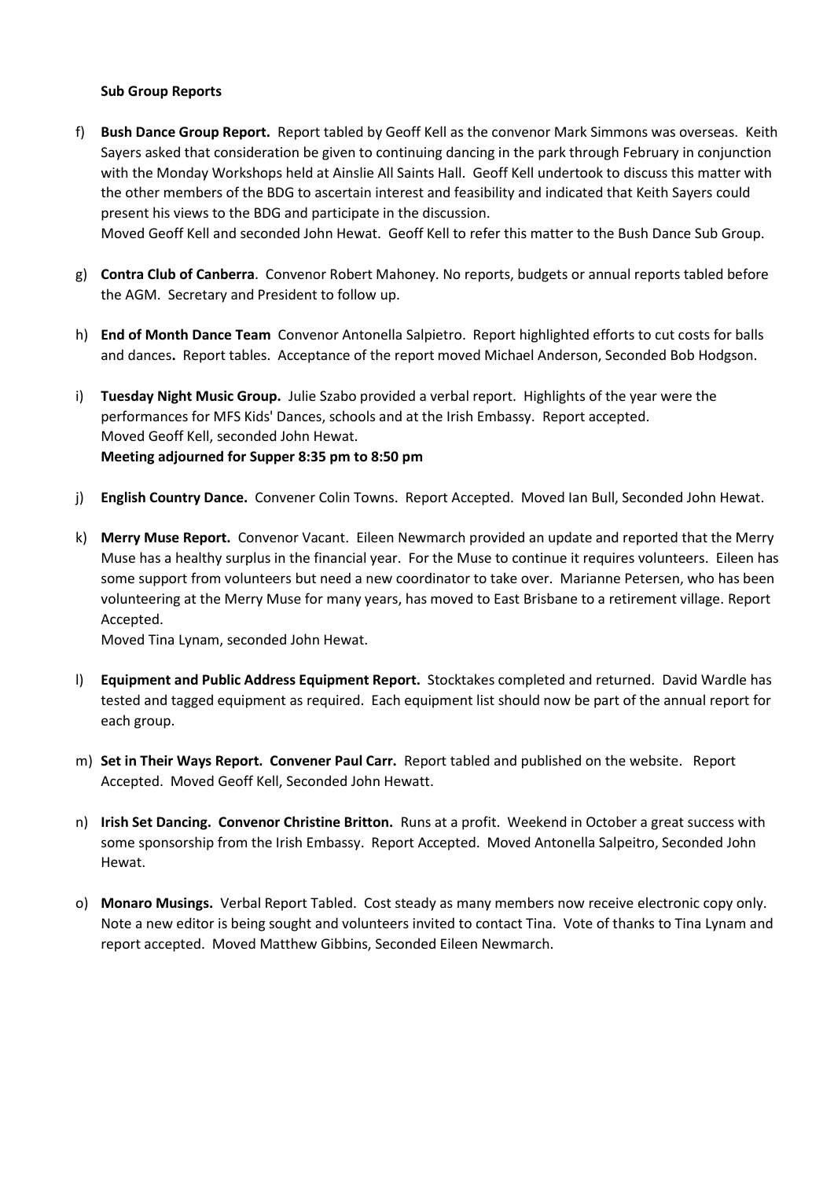**Sub Group Reports**

f) **Bush Dance Group Report.** Report tabled by Geoff Kell as the convenor Mark Simmons was overseas. Keith Sayers asked that consideration be given to continuing dancing in the park through February in conjunction with the Monday Workshops held at Ainslie All Saints Hall. Geoff Kell undertook to discuss this matter with the other members of the BDG to ascertain interest and feasibility and indicated that Keith Sayers could present his views to the BDG and participate in the discussion.
Moved Geoff Kell and seconded John Hewat. Geoff Kell to refer this matter to the Bush Dance Sub Group.

g) **Contra Club of Canberra**. Convenor Robert Mahoney. No reports, budgets or annual reports tabled before the AGM. Secretary and President to follow up.

h) **End of Month Dance Team** Convenor Antonella Salpietro. Report highlighted efforts to cut costs for balls and dances**.** Report tables. Acceptance of the report moved Michael Anderson, Seconded Bob Hodgson.

i) **Tuesday Night Music Group.** Julie Szabo provided a verbal report. Highlights of the year were the performances for MFS Kids' Dances, schools and at the Irish Embassy. Report accepted.
Moved Geoff Kell, seconded John Hewat.
**Meeting adjourned for Supper 8:35 pm to 8:50 pm**

j) **English Country Dance.** Convener Colin Towns. Report Accepted. Moved Ian Bull, Seconded John Hewat.

k) **Merry Muse Report.** Convenor Vacant. Eileen Newmarch provided an update and reported that the Merry Muse has a healthy surplus in the financial year. For the Muse to continue it requires volunteers. Eileen has some support from volunteers but need a new coordinator to take over. Marianne Petersen, who has been volunteering at the Merry Muse for many years, has moved to East Brisbane to a retirement village. Report Accepted.
Moved Tina Lynam, seconded John Hewat.

l) **Equipment and Public Address Equipment Report.** Stocktakes completed and returned. David Wardle has tested and tagged equipment as required. Each equipment list should now be part of the annual report for each group.

m) **Set in Their Ways Report. Convener Paul Carr.** Report tabled and published on the website. Report Accepted. Moved Geoff Kell, Seconded John Hewatt.

n) **Irish Set Dancing. Convenor Christine Britton.** Runs at a profit. Weekend in October a great success with some sponsorship from the Irish Embassy. Report Accepted. Moved Antonella Salpeitro, Seconded John Hewat.

o) **Monaro Musings.** Verbal Report Tabled. Cost steady as many members now receive electronic copy only. Note a new editor is being sought and volunteers invited to contact Tina. Vote of thanks to Tina Lynam and report accepted. Moved Matthew Gibbins, Seconded Eileen Newmarch.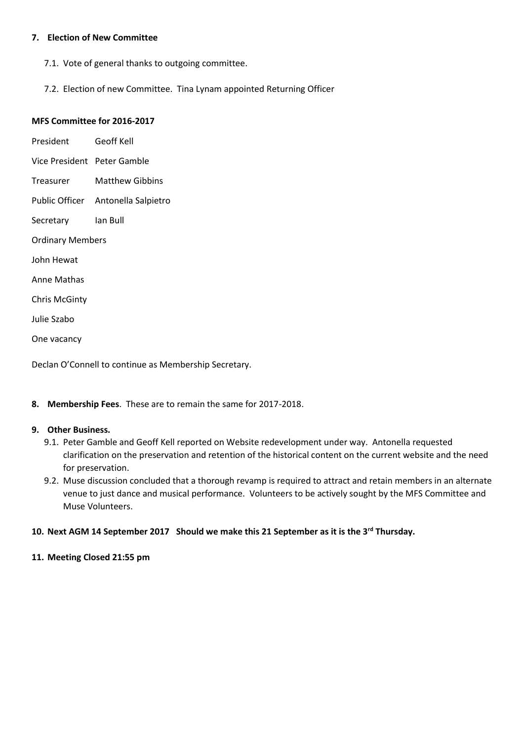**7. Election of New Committee**

7.1. Vote of general thanks to outgoing committee.

7.2. Election of new Committee. Tina Lynam appointed Returning Officer

**MFS Committee for 2016-2017**

| | |
|---|---|
| President | Geoff Kell |
| Vice President | Peter Gamble |
| Treasurer | Matthew Gibbins |
| Public Officer | Antonella Salpietro |
| Secretary | Ian Bull |

Ordinary Members

John Hewat

Anne Mathas

Chris McGinty

Julie Szabo

One vacancy

Declan O'Connell to continue as Membership Secretary.

**8. Membership Fees**. These are to remain the same for 2017-2018.

**9. Other Business.**

9.1. Peter Gamble and Geoff Kell reported on Website redevelopment under way. Antonella requested clarification on the preservation and retention of the historical content on the current website and the need for preservation.

9.2. Muse discussion concluded that a thorough revamp is required to attract and retain members in an alternate venue to just dance and musical performance. Volunteers to be actively sought by the MFS Committee and Muse Volunteers.

**10. Next AGM 14 September 2017 Should we make this 21 September as it is the 3rd Thursday.**

**11. Meeting Closed 21:55 pm**